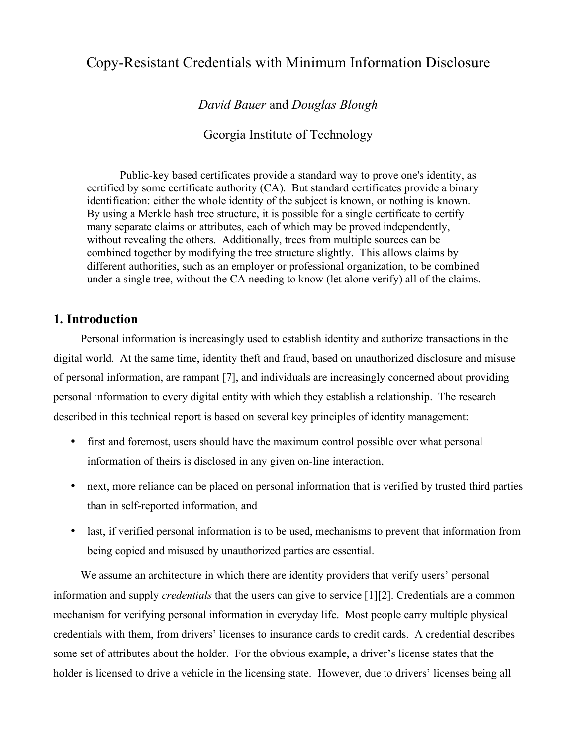# Copy-Resistant Credentials with Minimum Information Disclosure

*David Bauer* and *Douglas Blough*

Georgia Institute of Technology

Public-key based certificates provide a standard way to prove one's identity, as certified by some certificate authority (CA). But standard certificates provide a binary identification: either the whole identity of the subject is known, or nothing is known. By using a Merkle hash tree structure, it is possible for a single certificate to certify many separate claims or attributes, each of which may be proved independently, without revealing the others. Additionally, trees from multiple sources can be combined together by modifying the tree structure slightly. This allows claims by different authorities, such as an employer or professional organization, to be combined under a single tree, without the CA needing to know (let alone verify) all of the claims.

## 1. Introduction

Personal information is increasingly used to establish identity and authorize transactions in the digital world. At the same time, identity theft and fraud, based on unauthorized disclosure and misuse of personal information, are rampant [7], and individuals are increasingly concerned about providing personal information to every digital entity with which they establish a relationship. The research described in this technical report is based on several key principles of identity management:

- first and foremost, users should have the maximum control possible over what personal information of theirs is disclosed in any given on-line interaction,
- next, more reliance can be placed on personal information that is verified by trusted third parties than in self-reported information, and
- last, if verified personal information is to be used, mechanisms to prevent that information from being copied and misused by unauthorized parties are essential.

We assume an architecture in which there are identity providers that verify users' personal information and supply *credentials* that the users can give to service [1][2]. Credentials are a common mechanism for verifying personal information in everyday life. Most people carry multiple physical credentials with them, from drivers' licenses to insurance cards to credit cards. A credential describes some set of attributes about the holder. For the obvious example, a driver's license states that the holder is licensed to drive a vehicle in the licensing state. However, due to drivers' licenses being all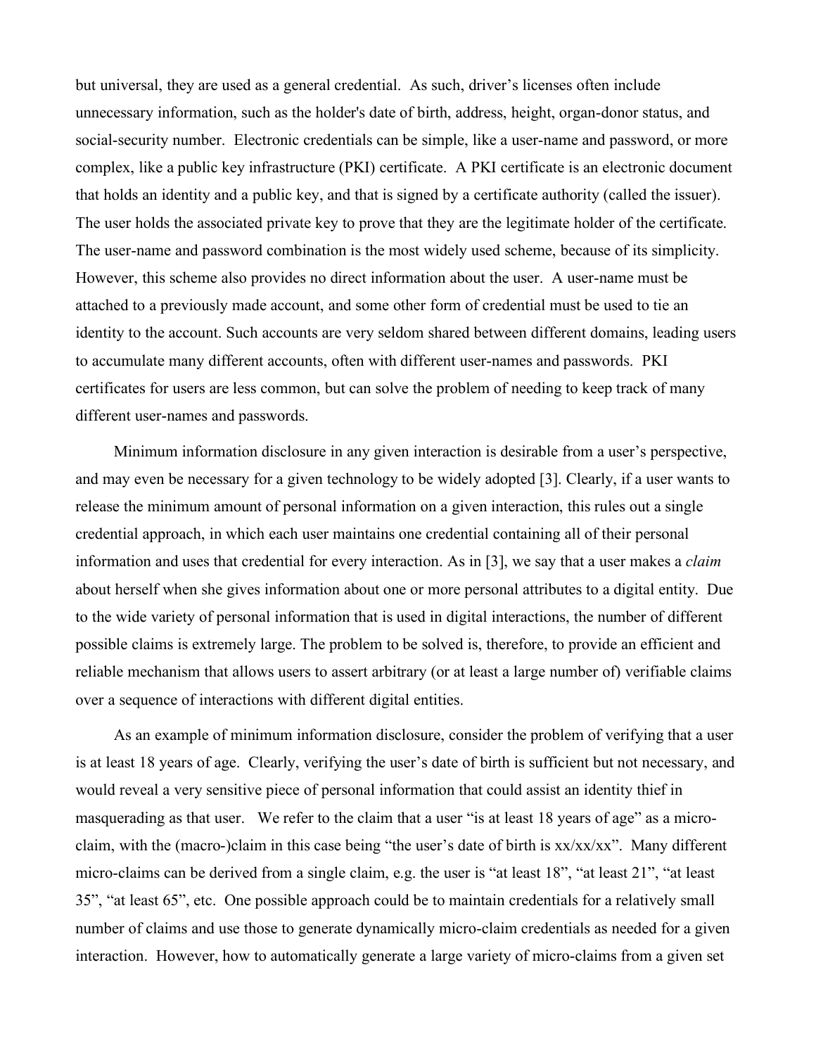but universal, they are used as a general credential. As such, driver's licenses often include unnecessary information, such as the holder's date of birth, address, height, organ-donor status, and social-security number. Electronic credentials can be simple, like a user-name and password, or more complex, like a public key infrastructure (PKI) certificate. A PKI certificate is an electronic document that holds an identity and a public key, and that is signed by a certificate authority (called the issuer). The user holds the associated private key to prove that they are the legitimate holder of the certificate. The user-name and password combination is the most widely used scheme, because of its simplicity. However, this scheme also provides no direct information about the user. A user-name must be attached to a previously made account, and some other form of credential must be used to tie an identity to the account. Such accounts are very seldom shared between different domains, leading users to accumulate many different accounts, often with different user-names and passwords. PKI certificates for users are less common, but can solve the problem of needing to keep track of many different user-names and passwords.

Minimum information disclosure in any given interaction is desirable from a user's perspective, and may even be necessary for a given technology to be widely adopted [3]. Clearly, if a user wants to release the minimum amount of personal information on a given interaction, this rules out a single credential approach, in which each user maintains one credential containing all of their personal information and uses that credential for every interaction. As in [3], we say that a user makes a *claim* about herself when she gives information about one or more personal attributes to a digital entity. Due to the wide variety of personal information that is used in digital interactions, the number of different possible claims is extremely large. The problem to be solved is, therefore, to provide an efficient and reliable mechanism that allows users to assert arbitrary (or at least a large number of) verifiable claims over a sequence of interactions with different digital entities.

As an example of minimum information disclosure, consider the problem of verifying that a user is at least 18 years of age. Clearly, verifying the user's date of birth is sufficient but not necessary, and would reveal a very sensitive piece of personal information that could assist an identity thief in masquerading as that user. We refer to the claim that a user "is at least 18 years of age" as a micro-claim, with the (macro-)claim in this case being "the user's date of birth is xx/xx/xx". Many different micro-claims can be derived from a single claim, e.g. the user is "at least 18", "at least 21", "at least 35", "at least 65", etc. One possible approach could be to maintain credentials for a relatively small number of claims and use those to generate dynamically micro-claim credentials as needed for a given interaction. However, how to automatically generate a large variety of micro-claims from a given set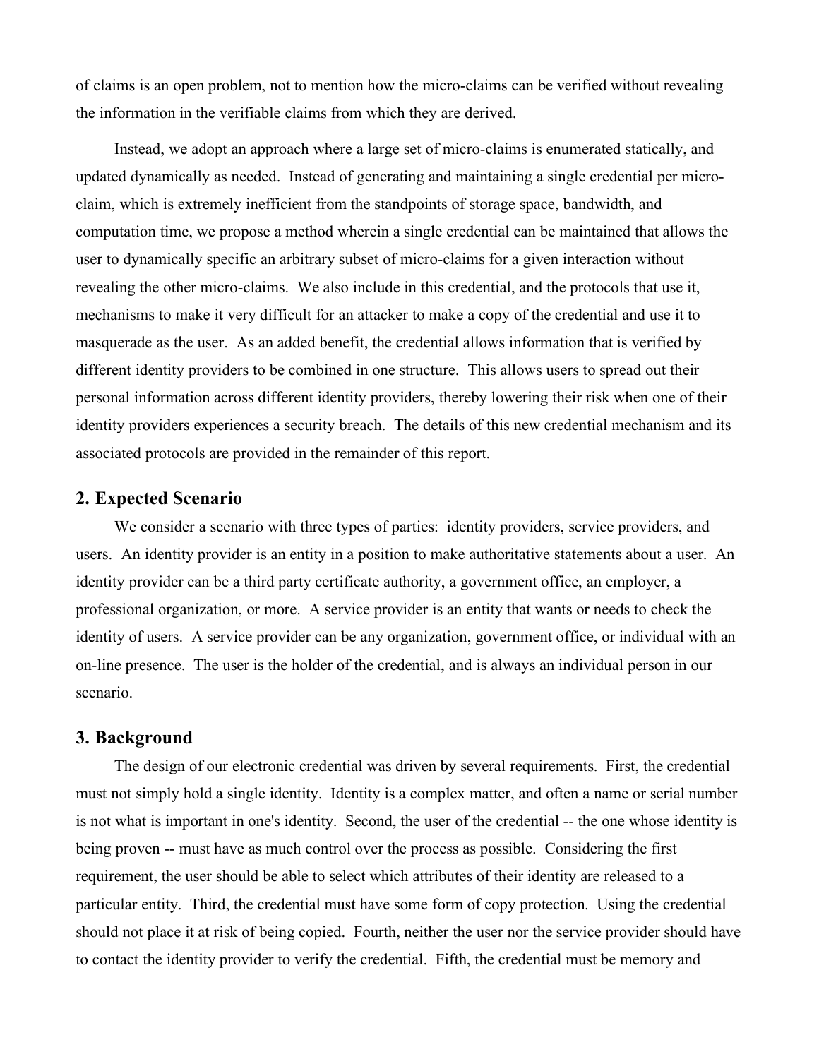of claims is an open problem, not to mention how the micro-claims can be verified without revealing the information in the verifiable claims from which they are derived.

Instead, we adopt an approach where a large set of micro-claims is enumerated statically, and updated dynamically as needed. Instead of generating and maintaining a single credential per micro-claim, which is extremely inefficient from the standpoints of storage space, bandwidth, and computation time, we propose a method wherein a single credential can be maintained that allows the user to dynamically specific an arbitrary subset of micro-claims for a given interaction without revealing the other micro-claims. We also include in this credential, and the protocols that use it, mechanisms to make it very difficult for an attacker to make a copy of the credential and use it to masquerade as the user. As an added benefit, the credential allows information that is verified by different identity providers to be combined in one structure. This allows users to spread out their personal information across different identity providers, thereby lowering their risk when one of their identity providers experiences a security breach. The details of this new credential mechanism and its associated protocols are provided in the remainder of this report.

## 2. Expected Scenario

We consider a scenario with three types of parties: identity providers, service providers, and users. An identity provider is an entity in a position to make authoritative statements about a user. An identity provider can be a third party certificate authority, a government office, an employer, a professional organization, or more. A service provider is an entity that wants or needs to check the identity of users. A service provider can be any organization, government office, or individual with an on-line presence. The user is the holder of the credential, and is always an individual person in our scenario.

## 3. Background

The design of our electronic credential was driven by several requirements. First, the credential must not simply hold a single identity. Identity is a complex matter, and often a name or serial number is not what is important in one's identity. Second, the user of the credential -- the one whose identity is being proven -- must have as much control over the process as possible. Considering the first requirement, the user should be able to select which attributes of their identity are released to a particular entity. Third, the credential must have some form of copy protection. Using the credential should not place it at risk of being copied. Fourth, neither the user nor the service provider should have to contact the identity provider to verify the credential. Fifth, the credential must be memory and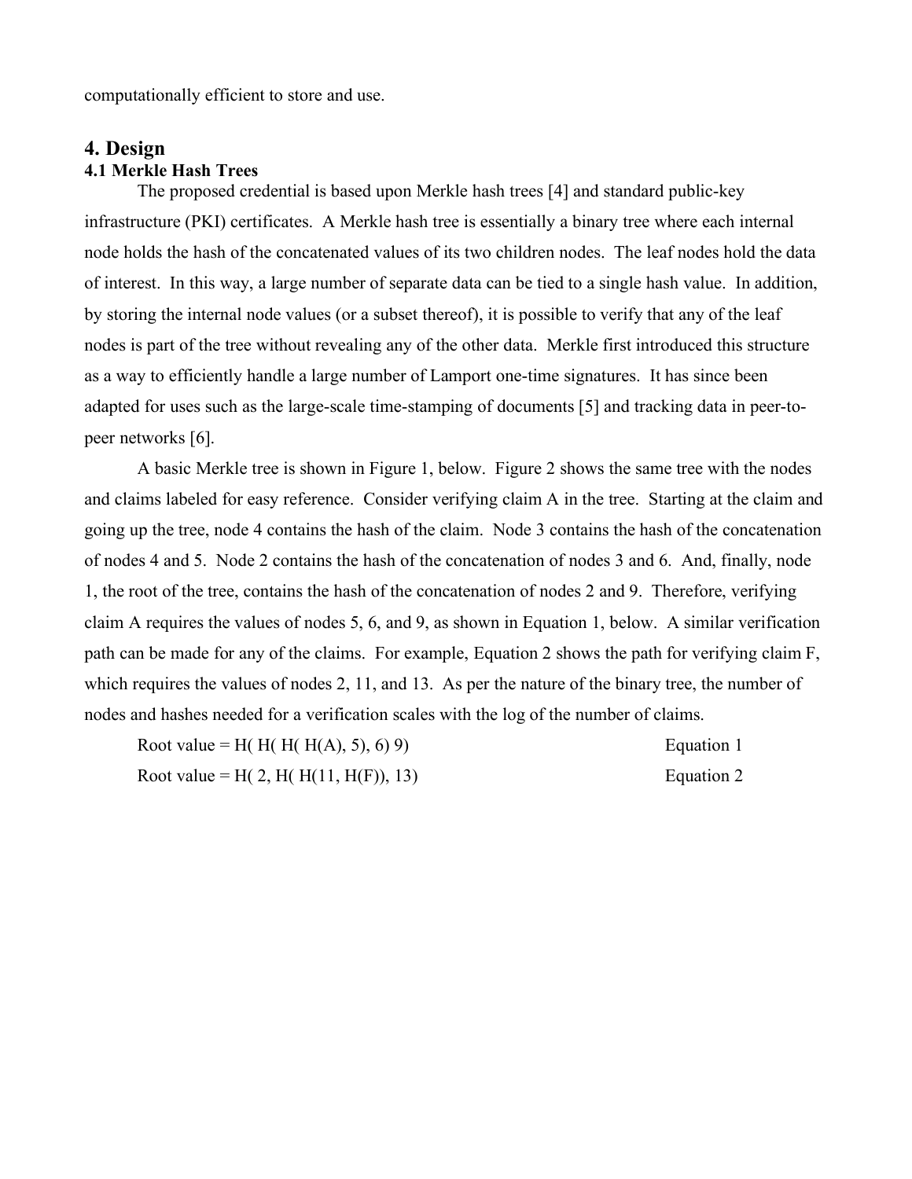computationally efficient to store and use.

# 4. Design

## 4.1 Merkle Hash Trees

The proposed credential is based upon Merkle hash trees [4] and standard public-key infrastructure (PKI) certificates. A Merkle hash tree is essentially a binary tree where each internal node holds the hash of the concatenated values of its two children nodes. The leaf nodes hold the data of interest. In this way, a large number of separate data can be tied to a single hash value. In addition, by storing the internal node values (or a subset thereof), it is possible to verify that any of the leaf nodes is part of the tree without revealing any of the other data. Merkle first introduced this structure as a way to efficiently handle a large number of Lamport one-time signatures. It has since been adapted for uses such as the large-scale time-stamping of documents [5] and tracking data in peer-to-peer networks [6].

A basic Merkle tree is shown in Figure 1, below. Figure 2 shows the same tree with the nodes and claims labeled for easy reference. Consider verifying claim A in the tree. Starting at the claim and going up the tree, node 4 contains the hash of the claim. Node 3 contains the hash of the concatenation of nodes 4 and 5. Node 2 contains the hash of the concatenation of nodes 3 and 6. And, finally, node 1, the root of the tree, contains the hash of the concatenation of nodes 2 and 9. Therefore, verifying claim A requires the values of nodes 5, 6, and 9, as shown in Equation 1, below. A similar verification path can be made for any of the claims. For example, Equation 2 shows the path for verifying claim F, which requires the values of nodes 2, 11, and 13. As per the nature of the binary tree, the number of nodes and hashes needed for a verification scales with the log of the number of claims.

$$\text{Root value} = H(\ H(\ H(\ H(A),\ 5),\ 6)\ 9) \qquad \text{Equation 1}$$

$$\text{Root value} = H(\ 2,\ H(\ H(11,\ H(F)),\ 13) \qquad \text{Equation 2}$$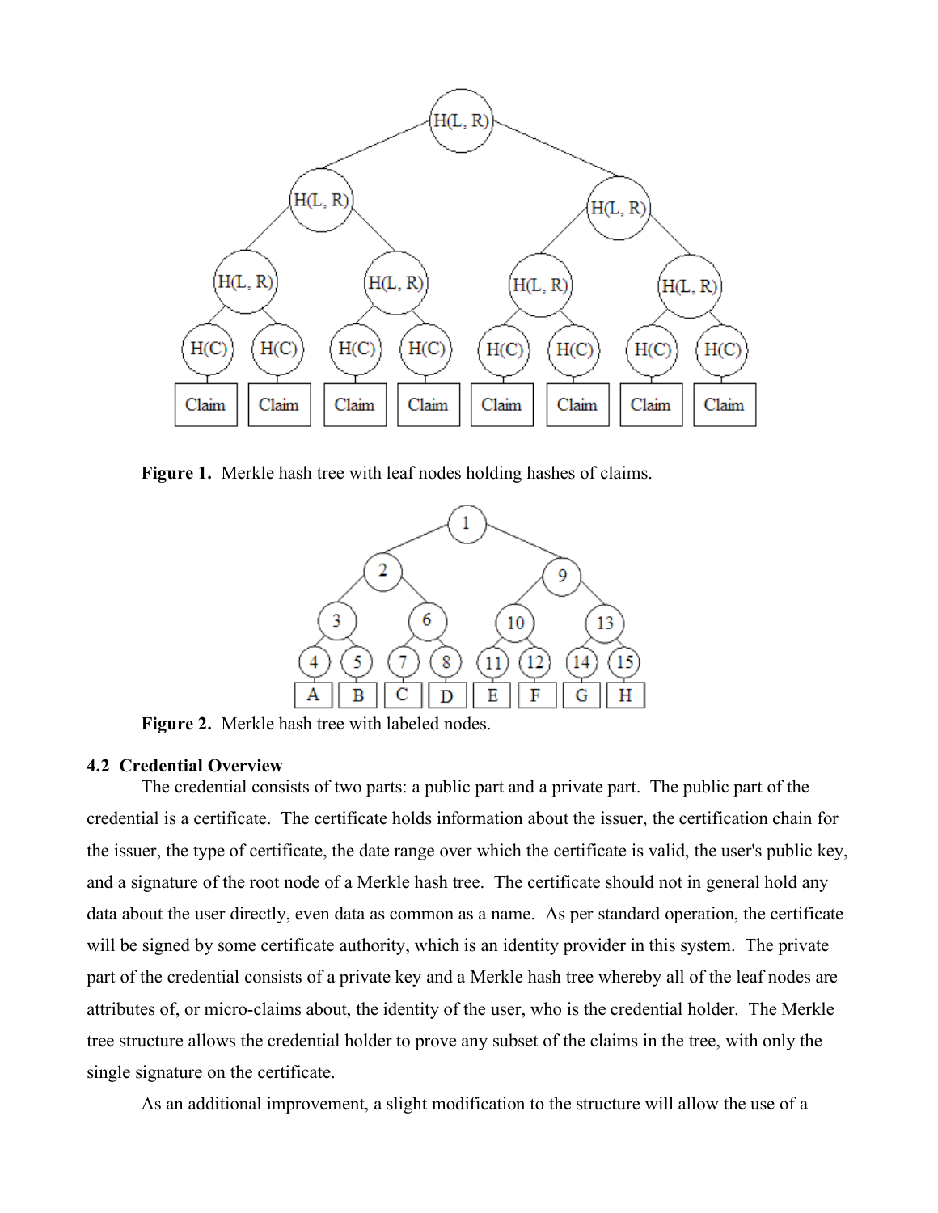**Figure 1.** Merkle hash tree with leaf nodes holding hashes of claims.

**Figure 2.** Merkle hash tree with labeled nodes.

### 4.2 Credential Overview

The credential consists of two parts: a public part and a private part. The public part of the credential is a certificate. The certificate holds information about the issuer, the certification chain for the issuer, the type of certificate, the date range over which the certificate is valid, the user's public key, and a signature of the root node of a Merkle hash tree. The certificate should not in general hold any data about the user directly, even data as common as a name. As per standard operation, the certificate will be signed by some certificate authority, which is an identity provider in this system. The private part of the credential consists of a private key and a Merkle hash tree whereby all of the leaf nodes are attributes of, or micro-claims about, the identity of the user, who is the credential holder. The Merkle tree structure allows the credential holder to prove any subset of the claims in the tree, with only the single signature on the certificate.

As an additional improvement, a slight modification to the structure will allow the use of a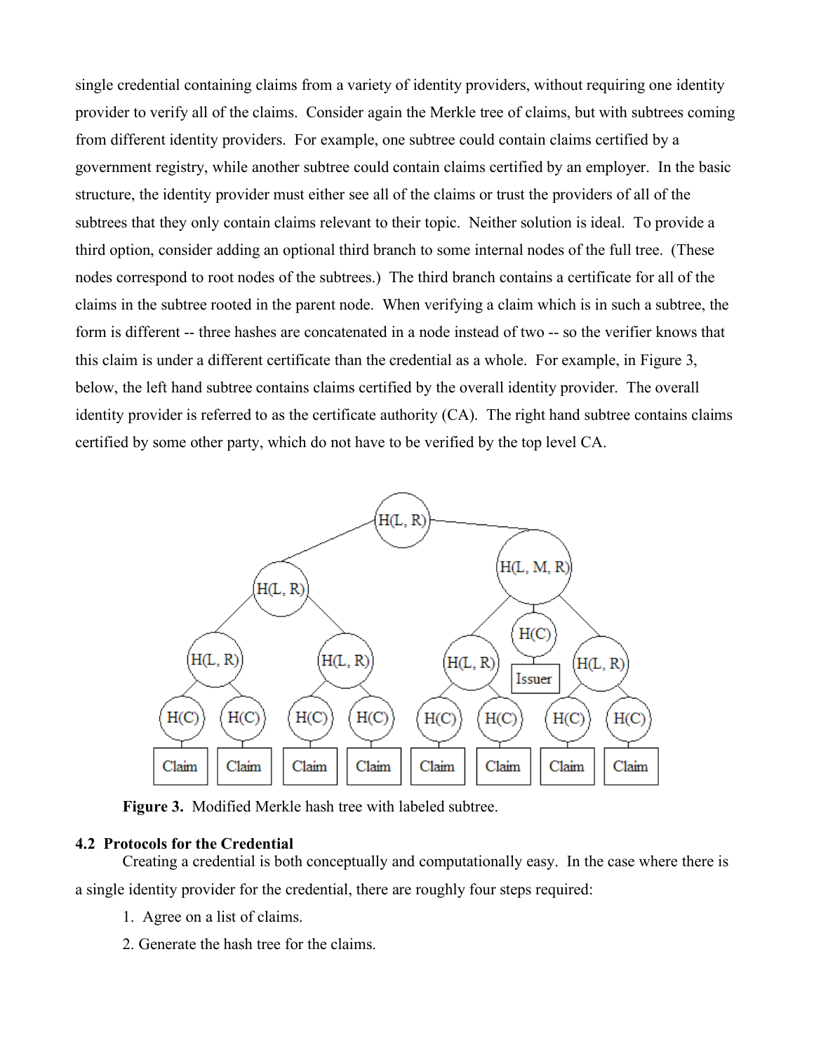single credential containing claims from a variety of identity providers, without requiring one identity provider to verify all of the claims. Consider again the Merkle tree of claims, but with subtrees coming from different identity providers. For example, one subtree could contain claims certified by a government registry, while another subtree could contain claims certified by an employer. In the basic structure, the identity provider must either see all of the claims or trust the providers of all of the subtrees that they only contain claims relevant to their topic. Neither solution is ideal. To provide a third option, consider adding an optional third branch to some internal nodes of the full tree. (These nodes correspond to root nodes of the subtrees.) The third branch contains a certificate for all of the claims in the subtree rooted in the parent node. When verifying a claim which is in such a subtree, the form is different -- three hashes are concatenated in a node instead of two -- so the verifier knows that this claim is under a different certificate than the credential as a whole. For example, in Figure 3, below, the left hand subtree contains claims certified by the overall identity provider. The overall identity provider is referred to as the certificate authority (CA). The right hand subtree contains claims certified by some other party, which do not have to be verified by the top level CA.

**Figure 3.** Modified Merkle hash tree with labeled subtree.

### 4.2 Protocols for the Credential

Creating a credential is both conceptually and computationally easy. In the case where there is a single identity provider for the credential, there are roughly four steps required:

1. Agree on a list of claims.
2. Generate the hash tree for the claims.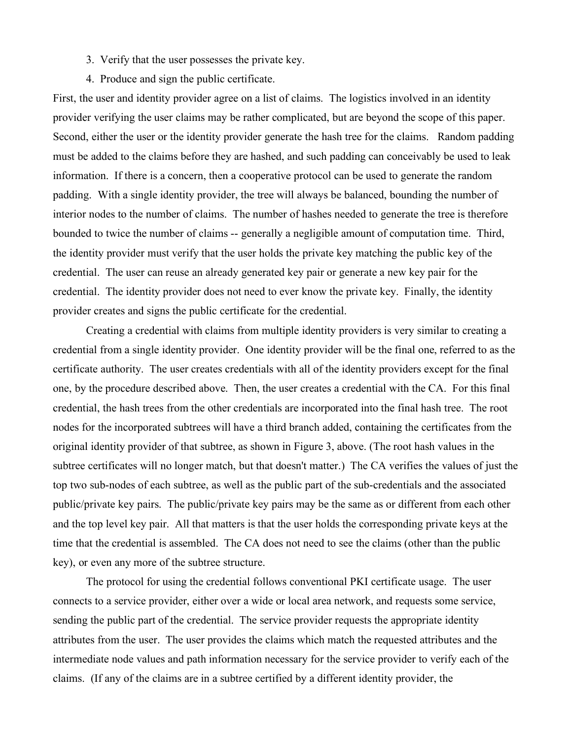3. Verify that the user possesses the private key.
4. Produce and sign the public certificate.

First, the user and identity provider agree on a list of claims. The logistics involved in an identity provider verifying the user claims may be rather complicated, but are beyond the scope of this paper. Second, either the user or the identity provider generate the hash tree for the claims. Random padding must be added to the claims before they are hashed, and such padding can conceivably be used to leak information. If there is a concern, then a cooperative protocol can be used to generate the random padding. With a single identity provider, the tree will always be balanced, bounding the number of interior nodes to the number of claims. The number of hashes needed to generate the tree is therefore bounded to twice the number of claims -- generally a negligible amount of computation time. Third, the identity provider must verify that the user holds the private key matching the public key of the credential. The user can reuse an already generated key pair or generate a new key pair for the credential. The identity provider does not need to ever know the private key. Finally, the identity provider creates and signs the public certificate for the credential.

Creating a credential with claims from multiple identity providers is very similar to creating a credential from a single identity provider. One identity provider will be the final one, referred to as the certificate authority. The user creates credentials with all of the identity providers except for the final one, by the procedure described above. Then, the user creates a credential with the CA. For this final credential, the hash trees from the other credentials are incorporated into the final hash tree. The root nodes for the incorporated subtrees will have a third branch added, containing the certificates from the original identity provider of that subtree, as shown in Figure 3, above. (The root hash values in the subtree certificates will no longer match, but that doesn't matter.) The CA verifies the values of just the top two sub-nodes of each subtree, as well as the public part of the sub-credentials and the associated public/private key pairs. The public/private key pairs may be the same as or different from each other and the top level key pair. All that matters is that the user holds the corresponding private keys at the time that the credential is assembled. The CA does not need to see the claims (other than the public key), or even any more of the subtree structure.

The protocol for using the credential follows conventional PKI certificate usage. The user connects to a service provider, either over a wide or local area network, and requests some service, sending the public part of the credential. The service provider requests the appropriate identity attributes from the user. The user provides the claims which match the requested attributes and the intermediate node values and path information necessary for the service provider to verify each of the claims. (If any of the claims are in a subtree certified by a different identity provider, the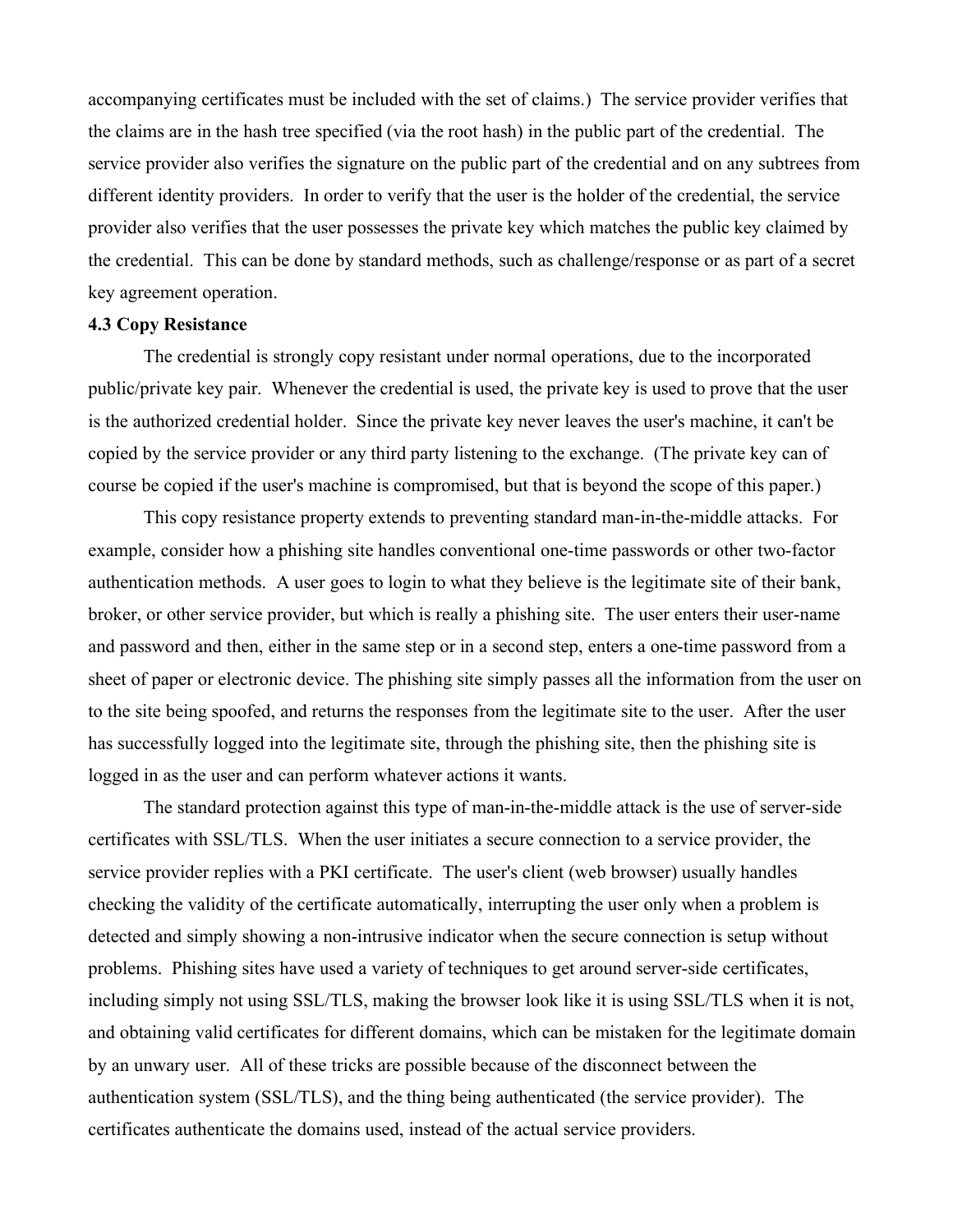accompanying certificates must be included with the set of claims.) The service provider verifies that the claims are in the hash tree specified (via the root hash) in the public part of the credential. The service provider also verifies the signature on the public part of the credential and on any subtrees from different identity providers. In order to verify that the user is the holder of the credential, the service provider also verifies that the user possesses the private key which matches the public key claimed by the credential. This can be done by standard methods, such as challenge/response or as part of a secret key agreement operation.

**4.3 Copy Resistance**

The credential is strongly copy resistant under normal operations, due to the incorporated public/private key pair. Whenever the credential is used, the private key is used to prove that the user is the authorized credential holder. Since the private key never leaves the user's machine, it can't be copied by the service provider or any third party listening to the exchange. (The private key can of course be copied if the user's machine is compromised, but that is beyond the scope of this paper.)

This copy resistance property extends to preventing standard man-in-the-middle attacks. For example, consider how a phishing site handles conventional one-time passwords or other two-factor authentication methods. A user goes to login to what they believe is the legitimate site of their bank, broker, or other service provider, but which is really a phishing site. The user enters their user-name and password and then, either in the same step or in a second step, enters a one-time password from a sheet of paper or electronic device. The phishing site simply passes all the information from the user on to the site being spoofed, and returns the responses from the legitimate site to the user. After the user has successfully logged into the legitimate site, through the phishing site, then the phishing site is logged in as the user and can perform whatever actions it wants.

The standard protection against this type of man-in-the-middle attack is the use of server-side certificates with SSL/TLS. When the user initiates a secure connection to a service provider, the service provider replies with a PKI certificate. The user's client (web browser) usually handles checking the validity of the certificate automatically, interrupting the user only when a problem is detected and simply showing a non-intrusive indicator when the secure connection is setup without problems. Phishing sites have used a variety of techniques to get around server-side certificates, including simply not using SSL/TLS, making the browser look like it is using SSL/TLS when it is not, and obtaining valid certificates for different domains, which can be mistaken for the legitimate domain by an unwary user. All of these tricks are possible because of the disconnect between the authentication system (SSL/TLS), and the thing being authenticated (the service provider). The certificates authenticate the domains used, instead of the actual service providers.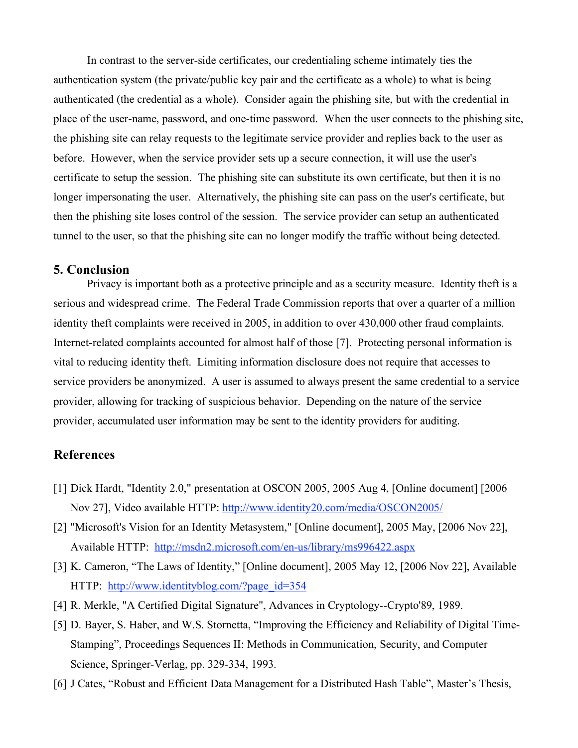In contrast to the server-side certificates, our credentialing scheme intimately ties the authentication system (the private/public key pair and the certificate as a whole) to what is being authenticated (the credential as a whole). Consider again the phishing site, but with the credential in place of the user-name, password, and one-time password. When the user connects to the phishing site, the phishing site can relay requests to the legitimate service provider and replies back to the user as before. However, when the service provider sets up a secure connection, it will use the user's certificate to setup the session. The phishing site can substitute its own certificate, but then it is no longer impersonating the user. Alternatively, the phishing site can pass on the user's certificate, but then the phishing site loses control of the session. The service provider can setup an authenticated tunnel to the user, so that the phishing site can no longer modify the traffic without being detected.

## 5. Conclusion

Privacy is important both as a protective principle and as a security measure. Identity theft is a serious and widespread crime. The Federal Trade Commission reports that over a quarter of a million identity theft complaints were received in 2005, in addition to over 430,000 other fraud complaints. Internet-related complaints accounted for almost half of those [7]. Protecting personal information is vital to reducing identity theft. Limiting information disclosure does not require that accesses to service providers be anonymized. A user is assumed to always present the same credential to a service provider, allowing for tracking of suspicious behavior. Depending on the nature of the service provider, accumulated user information may be sent to the identity providers for auditing.

## References

[1] Dick Hardt, "Identity 2.0," presentation at OSCON 2005, 2005 Aug 4, [Online document] [2006 Nov 27], Video available HTTP: http://www.identity20.com/media/OSCON2005/

[2] "Microsoft's Vision for an Identity Metasystem," [Online document], 2005 May, [2006 Nov 22], Available HTTP: http://msdn2.microsoft.com/en-us/library/ms996422.aspx

[3] K. Cameron, "The Laws of Identity," [Online document], 2005 May 12, [2006 Nov 22], Available HTTP: http://www.identityblog.com/?page_id=354

[4] R. Merkle, "A Certified Digital Signature", Advances in Cryptology--Crypto'89, 1989.

[5] D. Bayer, S. Haber, and W.S. Stornetta, "Improving the Efficiency and Reliability of Digital Time-Stamping", Proceedings Sequences II: Methods in Communication, Security, and Computer Science, Springer-Verlag, pp. 329-334, 1993.

[6] J Cates, "Robust and Efficient Data Management for a Distributed Hash Table", Master's Thesis,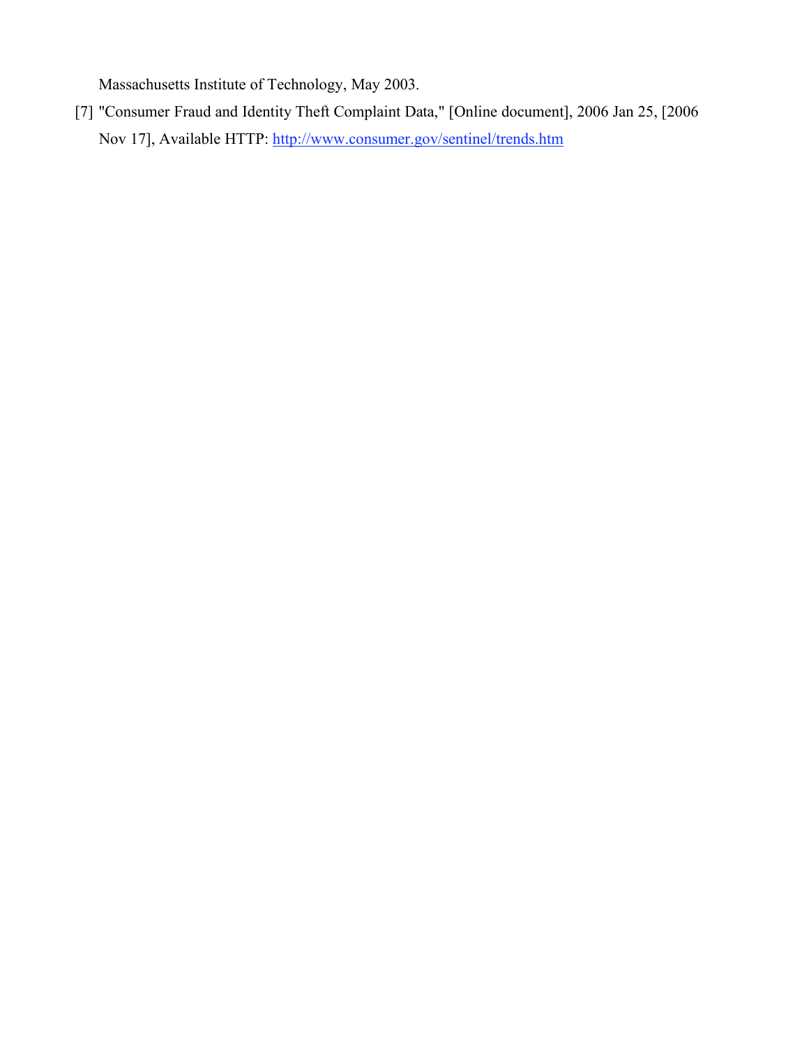Massachusetts Institute of Technology, May 2003.

[7] "Consumer Fraud and Identity Theft Complaint Data," [Online document], 2006 Jan 25, [2006 Nov 17], Available HTTP: http://www.consumer.gov/sentinel/trends.htm